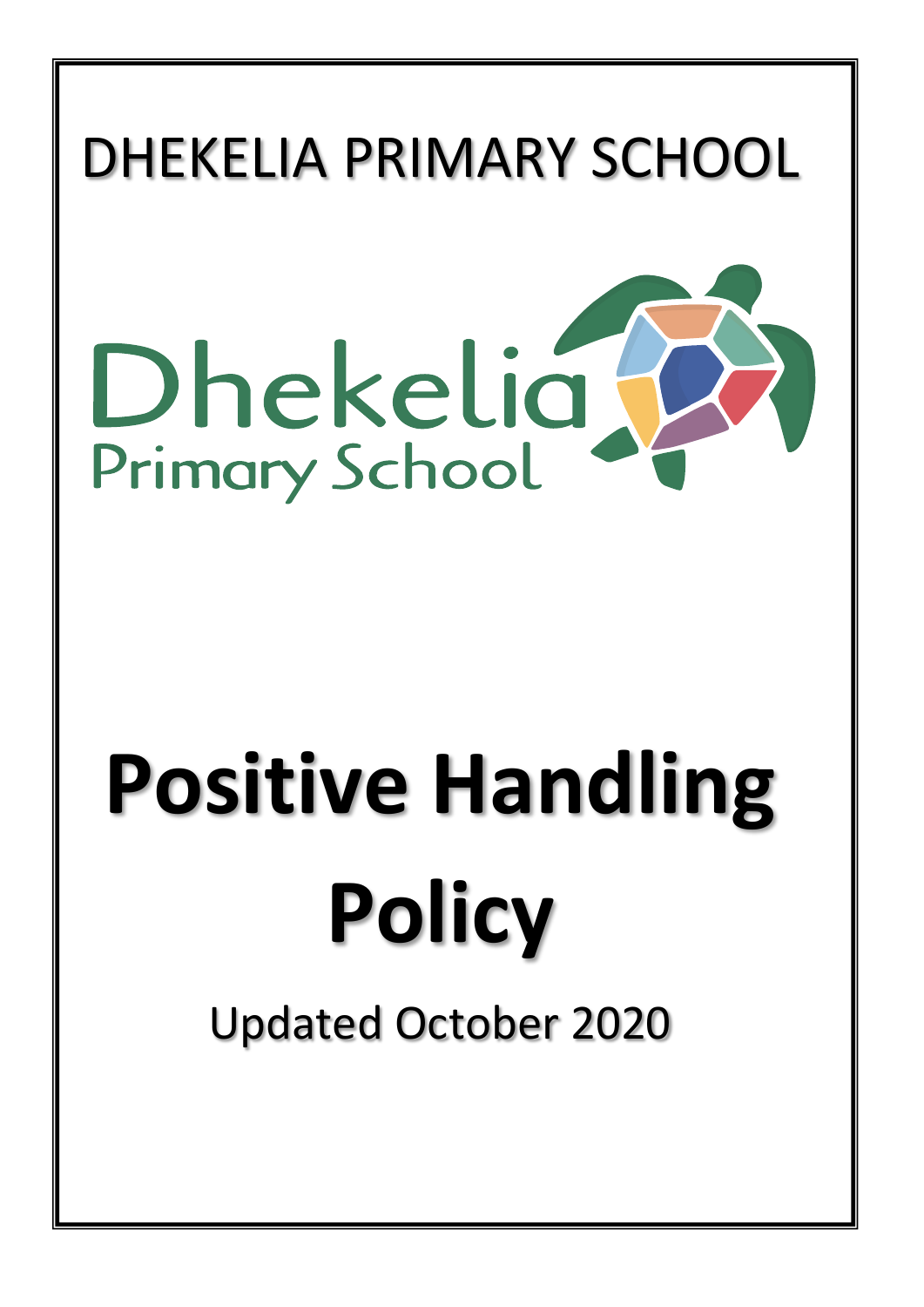DHEKELIA PRIMARY SCHOOL

Dhekelia
Primary School

# Positive Handling Policy

Updated October 2020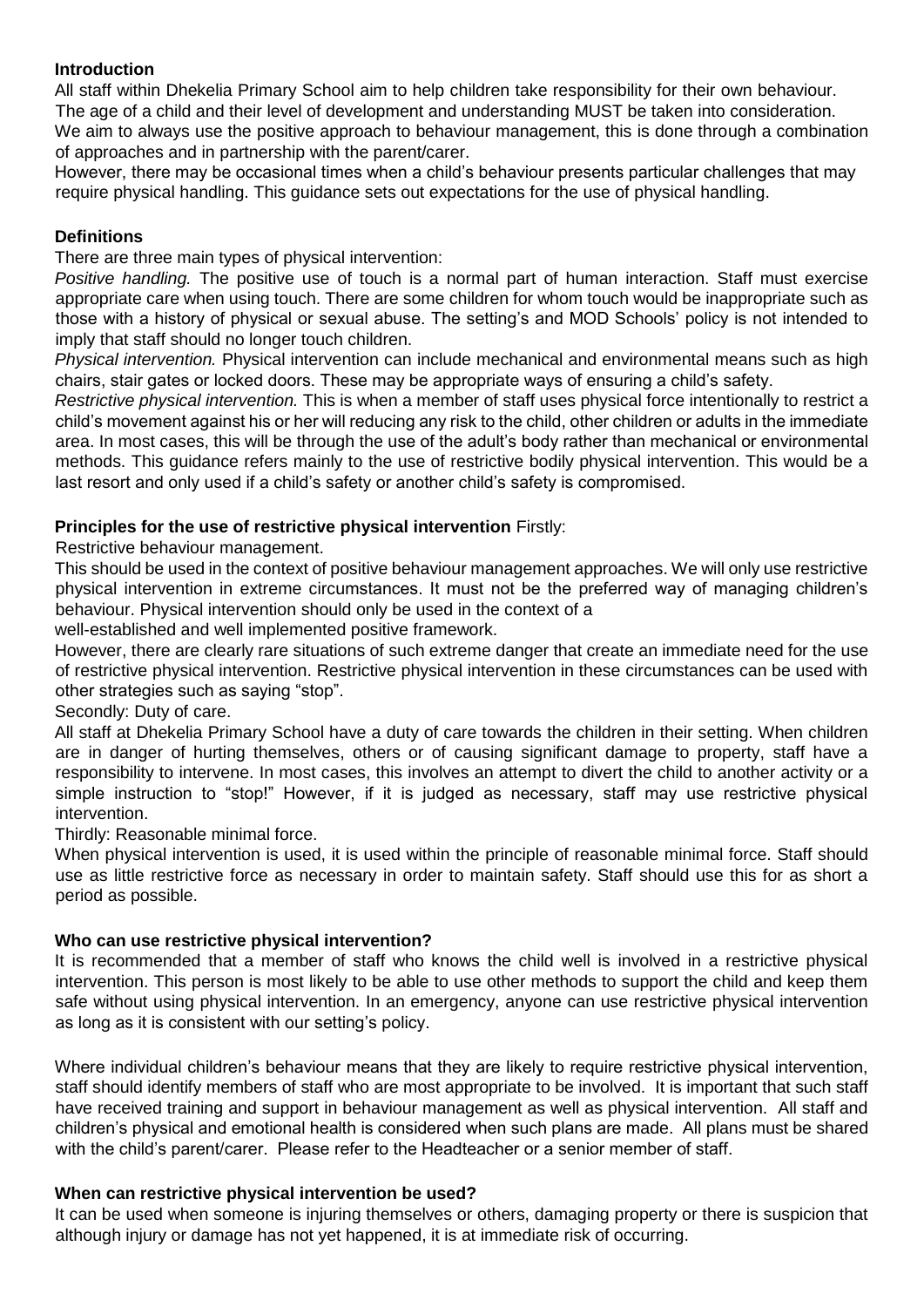## Introduction

All staff within Dhekelia Primary School aim to help children take responsibility for their own behaviour. The age of a child and their level of development and understanding MUST be taken into consideration. We aim to always use the positive approach to behaviour management, this is done through a combination of approaches and in partnership with the parent/carer.

However, there may be occasional times when a child's behaviour presents particular challenges that may require physical handling. This guidance sets out expectations for the use of physical handling.

## Definitions

There are three main types of physical intervention:

*Positive handling.* The positive use of touch is a normal part of human interaction. Staff must exercise appropriate care when using touch. There are some children for whom touch would be inappropriate such as those with a history of physical or sexual abuse. The setting's and MOD Schools' policy is not intended to imply that staff should no longer touch children.

*Physical intervention.* Physical intervention can include mechanical and environmental means such as high chairs, stair gates or locked doors. These may be appropriate ways of ensuring a child's safety.

*Restrictive physical intervention.* This is when a member of staff uses physical force intentionally to restrict a child's movement against his or her will reducing any risk to the child, other children or adults in the immediate area. In most cases, this will be through the use of the adult's body rather than mechanical or environmental methods. This guidance refers mainly to the use of restrictive bodily physical intervention. This would be a last resort and only used if a child's safety or another child's safety is compromised.

## Principles for the use of restrictive physical intervention Firstly:

Restrictive behaviour management.

This should be used in the context of positive behaviour management approaches. We will only use restrictive physical intervention in extreme circumstances. It must not be the preferred way of managing children's behaviour. Physical intervention should only be used in the context of a well-established and well implemented positive framework.

However, there are clearly rare situations of such extreme danger that create an immediate need for the use of restrictive physical intervention. Restrictive physical intervention in these circumstances can be used with other strategies such as saying "stop".

Secondly: Duty of care.

All staff at Dhekelia Primary School have a duty of care towards the children in their setting. When children are in danger of hurting themselves, others or of causing significant damage to property, staff have a responsibility to intervene. In most cases, this involves an attempt to divert the child to another activity or a simple instruction to "stop!" However, if it is judged as necessary, staff may use restrictive physical intervention.

Thirdly: Reasonable minimal force.

When physical intervention is used, it is used within the principle of reasonable minimal force. Staff should use as little restrictive force as necessary in order to maintain safety. Staff should use this for as short a period as possible.

## Who can use restrictive physical intervention?

It is recommended that a member of staff who knows the child well is involved in a restrictive physical intervention. This person is most likely to be able to use other methods to support the child and keep them safe without using physical intervention. In an emergency, anyone can use restrictive physical intervention as long as it is consistent with our setting's policy.

Where individual children's behaviour means that they are likely to require restrictive physical intervention, staff should identify members of staff who are most appropriate to be involved. It is important that such staff have received training and support in behaviour management as well as physical intervention. All staff and children's physical and emotional health is considered when such plans are made. All plans must be shared with the child's parent/carer. Please refer to the Headteacher or a senior member of staff.

## When can restrictive physical intervention be used?

It can be used when someone is injuring themselves or others, damaging property or there is suspicion that although injury or damage has not yet happened, it is at immediate risk of occurring.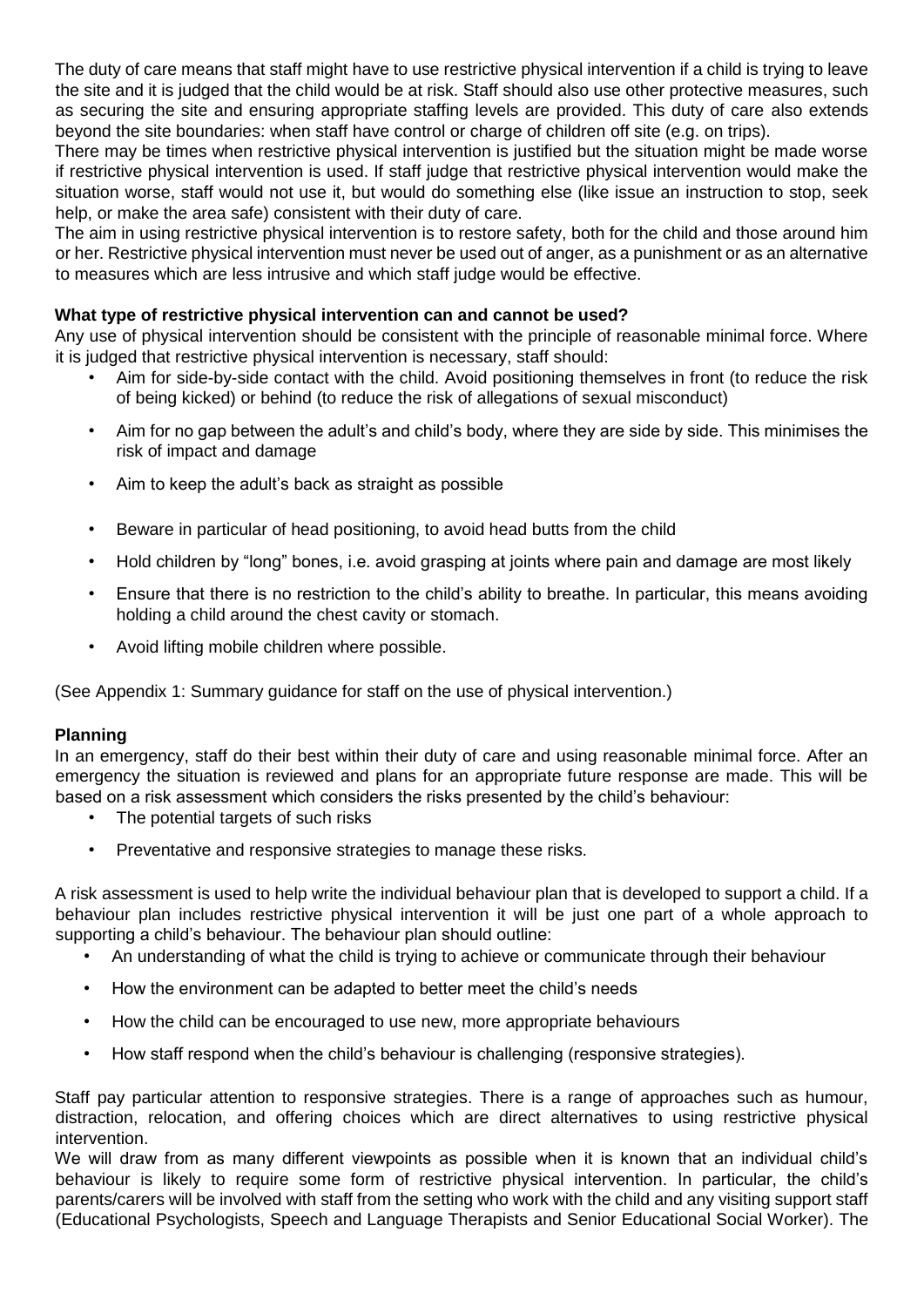The duty of care means that staff might have to use restrictive physical intervention if a child is trying to leave the site and it is judged that the child would be at risk. Staff should also use other protective measures, such as securing the site and ensuring appropriate staffing levels are provided. This duty of care also extends beyond the site boundaries: when staff have control or charge of children off site (e.g. on trips).

There may be times when restrictive physical intervention is justified but the situation might be made worse if restrictive physical intervention is used. If staff judge that restrictive physical intervention would make the situation worse, staff would not use it, but would do something else (like issue an instruction to stop, seek help, or make the area safe) consistent with their duty of care.

The aim in using restrictive physical intervention is to restore safety, both for the child and those around him or her. Restrictive physical intervention must never be used out of anger, as a punishment or as an alternative to measures which are less intrusive and which staff judge would be effective.

**What type of restrictive physical intervention can and cannot be used?**

Any use of physical intervention should be consistent with the principle of reasonable minimal force. Where it is judged that restrictive physical intervention is necessary, staff should:

- Aim for side-by-side contact with the child. Avoid positioning themselves in front (to reduce the risk of being kicked) or behind (to reduce the risk of allegations of sexual misconduct)
- Aim for no gap between the adult's and child's body, where they are side by side. This minimises the risk of impact and damage
- Aim to keep the adult's back as straight as possible
- Beware in particular of head positioning, to avoid head butts from the child
- Hold children by "long" bones, i.e. avoid grasping at joints where pain and damage are most likely
- Ensure that there is no restriction to the child's ability to breathe. In particular, this means avoiding holding a child around the chest cavity or stomach.
- Avoid lifting mobile children where possible.

(See Appendix 1: Summary guidance for staff on the use of physical intervention.)

**Planning**

In an emergency, staff do their best within their duty of care and using reasonable minimal force. After an emergency the situation is reviewed and plans for an appropriate future response are made. This will be based on a risk assessment which considers the risks presented by the child's behaviour:

- The potential targets of such risks
- Preventative and responsive strategies to manage these risks.

A risk assessment is used to help write the individual behaviour plan that is developed to support a child. If a behaviour plan includes restrictive physical intervention it will be just one part of a whole approach to supporting a child's behaviour. The behaviour plan should outline:

- An understanding of what the child is trying to achieve or communicate through their behaviour
- How the environment can be adapted to better meet the child's needs
- How the child can be encouraged to use new, more appropriate behaviours
- How staff respond when the child's behaviour is challenging (responsive strategies).

Staff pay particular attention to responsive strategies. There is a range of approaches such as humour, distraction, relocation, and offering choices which are direct alternatives to using restrictive physical intervention.

We will draw from as many different viewpoints as possible when it is known that an individual child's behaviour is likely to require some form of restrictive physical intervention. In particular, the child's parents/carers will be involved with staff from the setting who work with the child and any visiting support staff (Educational Psychologists, Speech and Language Therapists and Senior Educational Social Worker). The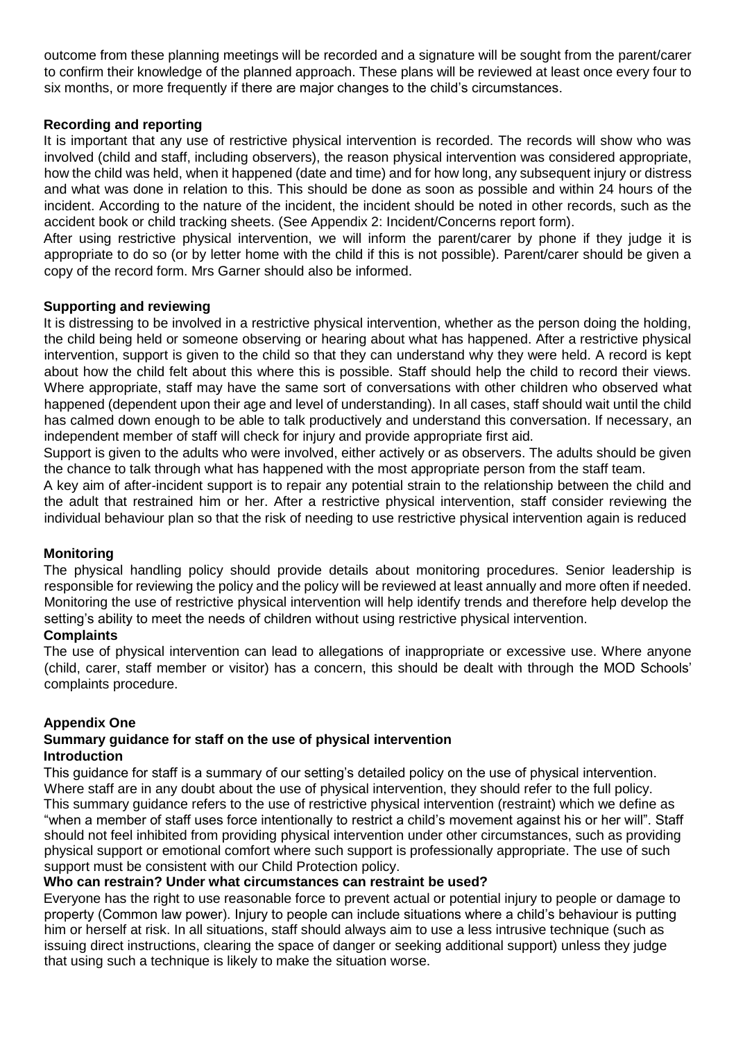outcome from these planning meetings will be recorded and a signature will be sought from the parent/carer to confirm their knowledge of the planned approach. These plans will be reviewed at least once every four to six months, or more frequently if there are major changes to the child's circumstances.

**Recording and reporting**

It is important that any use of restrictive physical intervention is recorded. The records will show who was involved (child and staff, including observers), the reason physical intervention was considered appropriate, how the child was held, when it happened (date and time) and for how long, any subsequent injury or distress and what was done in relation to this. This should be done as soon as possible and within 24 hours of the incident. According to the nature of the incident, the incident should be noted in other records, such as the accident book or child tracking sheets. (See Appendix 2: Incident/Concerns report form).

After using restrictive physical intervention, we will inform the parent/carer by phone if they judge it is appropriate to do so (or by letter home with the child if this is not possible). Parent/carer should be given a copy of the record form. Mrs Garner should also be informed.

**Supporting and reviewing**

It is distressing to be involved in a restrictive physical intervention, whether as the person doing the holding, the child being held or someone observing or hearing about what has happened. After a restrictive physical intervention, support is given to the child so that they can understand why they were held. A record is kept about how the child felt about this where this is possible. Staff should help the child to record their views. Where appropriate, staff may have the same sort of conversations with other children who observed what happened (dependent upon their age and level of understanding). In all cases, staff should wait until the child has calmed down enough to be able to talk productively and understand this conversation. If necessary, an independent member of staff will check for injury and provide appropriate first aid.

Support is given to the adults who were involved, either actively or as observers. The adults should be given the chance to talk through what has happened with the most appropriate person from the staff team.

A key aim of after-incident support is to repair any potential strain to the relationship between the child and the adult that restrained him or her. After a restrictive physical intervention, staff consider reviewing the individual behaviour plan so that the risk of needing to use restrictive physical intervention again is reduced

**Monitoring**

The physical handling policy should provide details about monitoring procedures. Senior leadership is responsible for reviewing the policy and the policy will be reviewed at least annually and more often if needed. Monitoring the use of restrictive physical intervention will help identify trends and therefore help develop the setting's ability to meet the needs of children without using restrictive physical intervention.

**Complaints**

The use of physical intervention can lead to allegations of inappropriate or excessive use. Where anyone (child, carer, staff member or visitor) has a concern, this should be dealt with through the MOD Schools' complaints procedure.

**Appendix One**

**Summary guidance for staff on the use of physical intervention**

**Introduction**

This guidance for staff is a summary of our setting's detailed policy on the use of physical intervention. Where staff are in any doubt about the use of physical intervention, they should refer to the full policy. This summary guidance refers to the use of restrictive physical intervention (restraint) which we define as "when a member of staff uses force intentionally to restrict a child's movement against his or her will". Staff should not feel inhibited from providing physical intervention under other circumstances, such as providing physical support or emotional comfort where such support is professionally appropriate. The use of such support must be consistent with our Child Protection policy.

**Who can restrain? Under what circumstances can restraint be used?**

Everyone has the right to use reasonable force to prevent actual or potential injury to people or damage to property (Common law power). Injury to people can include situations where a child's behaviour is putting him or herself at risk. In all situations, staff should always aim to use a less intrusive technique (such as issuing direct instructions, clearing the space of danger or seeking additional support) unless they judge that using such a technique is likely to make the situation worse.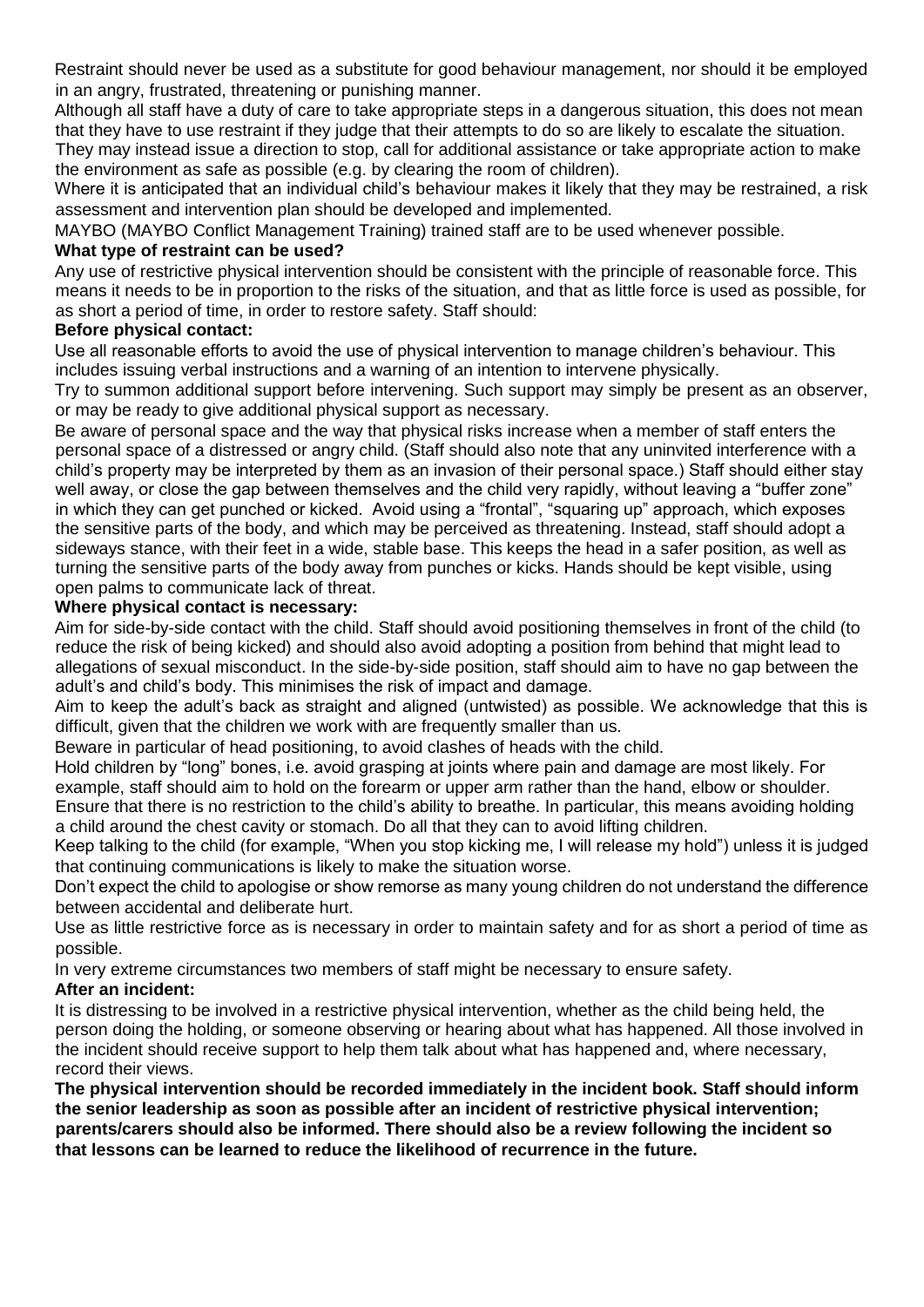Restraint should never be used as a substitute for good behaviour management, nor should it be employed in an angry, frustrated, threatening or punishing manner.

Although all staff have a duty of care to take appropriate steps in a dangerous situation, this does not mean that they have to use restraint if they judge that their attempts to do so are likely to escalate the situation. They may instead issue a direction to stop, call for additional assistance or take appropriate action to make the environment as safe as possible (e.g. by clearing the room of children).

Where it is anticipated that an individual child's behaviour makes it likely that they may be restrained, a risk assessment and intervention plan should be developed and implemented.

MAYBO (MAYBO Conflict Management Training) trained staff are to be used whenever possible.

**What type of restraint can be used?**

Any use of restrictive physical intervention should be consistent with the principle of reasonable force. This means it needs to be in proportion to the risks of the situation, and that as little force is used as possible, for as short a period of time, in order to restore safety. Staff should:

**Before physical contact:**

Use all reasonable efforts to avoid the use of physical intervention to manage children's behaviour. This includes issuing verbal instructions and a warning of an intention to intervene physically.

Try to summon additional support before intervening. Such support may simply be present as an observer, or may be ready to give additional physical support as necessary.

Be aware of personal space and the way that physical risks increase when a member of staff enters the personal space of a distressed or angry child. (Staff should also note that any uninvited interference with a child's property may be interpreted by them as an invasion of their personal space.) Staff should either stay well away, or close the gap between themselves and the child very rapidly, without leaving a "buffer zone" in which they can get punched or kicked. Avoid using a "frontal", "squaring up" approach, which exposes the sensitive parts of the body, and which may be perceived as threatening. Instead, staff should adopt a sideways stance, with their feet in a wide, stable base. This keeps the head in a safer position, as well as turning the sensitive parts of the body away from punches or kicks. Hands should be kept visible, using open palms to communicate lack of threat.

**Where physical contact is necessary:**

Aim for side-by-side contact with the child. Staff should avoid positioning themselves in front of the child (to reduce the risk of being kicked) and should also avoid adopting a position from behind that might lead to allegations of sexual misconduct. In the side-by-side position, staff should aim to have no gap between the adult's and child's body. This minimises the risk of impact and damage.

Aim to keep the adult's back as straight and aligned (untwisted) as possible. We acknowledge that this is difficult, given that the children we work with are frequently smaller than us.

Beware in particular of head positioning, to avoid clashes of heads with the child.

Hold children by "long" bones, i.e. avoid grasping at joints where pain and damage are most likely. For example, staff should aim to hold on the forearm or upper arm rather than the hand, elbow or shoulder.

Ensure that there is no restriction to the child's ability to breathe. In particular, this means avoiding holding a child around the chest cavity or stomach. Do all that they can to avoid lifting children.

Keep talking to the child (for example, "When you stop kicking me, I will release my hold") unless it is judged that continuing communications is likely to make the situation worse.

Don't expect the child to apologise or show remorse as many young children do not understand the difference between accidental and deliberate hurt.

Use as little restrictive force as is necessary in order to maintain safety and for as short a period of time as possible.

In very extreme circumstances two members of staff might be necessary to ensure safety.

**After an incident:**

It is distressing to be involved in a restrictive physical intervention, whether as the child being held, the person doing the holding, or someone observing or hearing about what has happened. All those involved in the incident should receive support to help them talk about what has happened and, where necessary, record their views.

**The physical intervention should be recorded immediately in the incident book. Staff should inform the senior leadership as soon as possible after an incident of restrictive physical intervention; parents/carers should also be informed. There should also be a review following the incident so that lessons can be learned to reduce the likelihood of recurrence in the future.**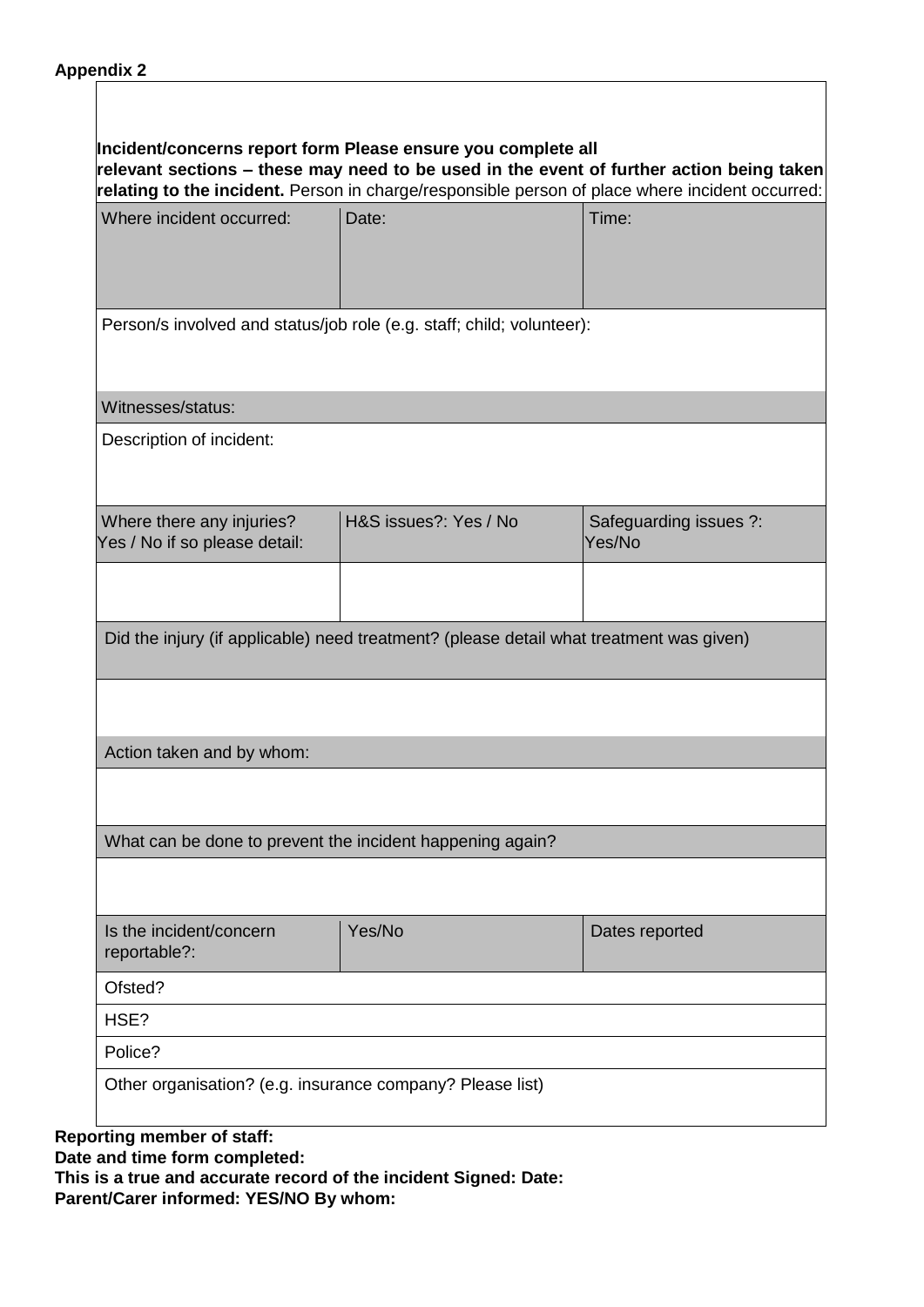**Appendix 2**

**Incident/concerns report form Please ensure you complete all relevant sections – these may need to be used in the event of further action being taken relating to the incident.** Person in charge/responsible person of place where incident occurred:

| Where incident occurred: | Date: | Time: |
|---|---|---|
| Person/s involved and status/job role (e.g. staff; child; volunteer): | | |
| Witnesses/status: | | |
| Description of incident: | | |
| Where there any injuries? Yes / No if so please detail: | H&S issues?: Yes / No | Safeguarding issues ?: Yes/No |
| | | |
| Did the injury (if applicable) need treatment? (please detail what treatment was given) | | |
| | | |
| Action taken and by whom: | | |
| | | |
| What can be done to prevent the incident happening again? | | |
| | | |
| Is the incident/concern reportable?: | Yes/No | Dates reported |
| Ofsted? | | |
| HSE? | | |
| Police? | | |
| Other organisation? (e.g. insurance company? Please list) | | |

**Reporting member of staff:**
**Date and time form completed:**
**This is a true and accurate record of the incident Signed: Date:**
**Parent/Carer informed: YES/NO By whom:**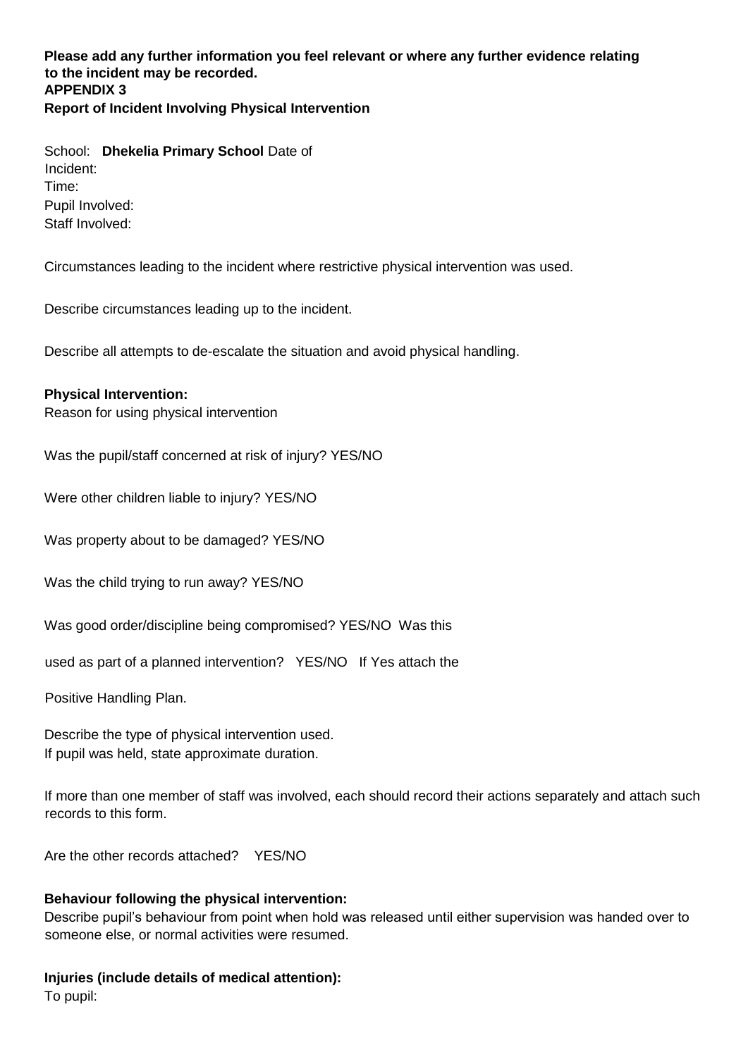**Please add any further information you feel relevant or where any further evidence relating to the incident may be recorded.**

**APPENDIX 3**

**Report of Incident Involving Physical Intervention**

School: **Dhekelia Primary School** Date of Incident:

Time:

Pupil Involved:

Staff Involved:

Circumstances leading to the incident where restrictive physical intervention was used.

Describe circumstances leading up to the incident.

Describe all attempts to de-escalate the situation and avoid physical handling.

**Physical Intervention:**

Reason for using physical intervention

Was the pupil/staff concerned at risk of injury? YES/NO

Were other children liable to injury? YES/NO

Was property about to be damaged? YES/NO

Was the child trying to run away? YES/NO

Was good order/discipline being compromised? YES/NO Was this used as part of a planned intervention? YES/NO If Yes attach the Positive Handling Plan.

Describe the type of physical intervention used.
If pupil was held, state approximate duration.

If more than one member of staff was involved, each should record their actions separately and attach such records to this form.

Are the other records attached? YES/NO

**Behaviour following the physical intervention:**

Describe pupil's behaviour from point when hold was released until either supervision was handed over to someone else, or normal activities were resumed.

**Injuries (include details of medical attention):**

To pupil: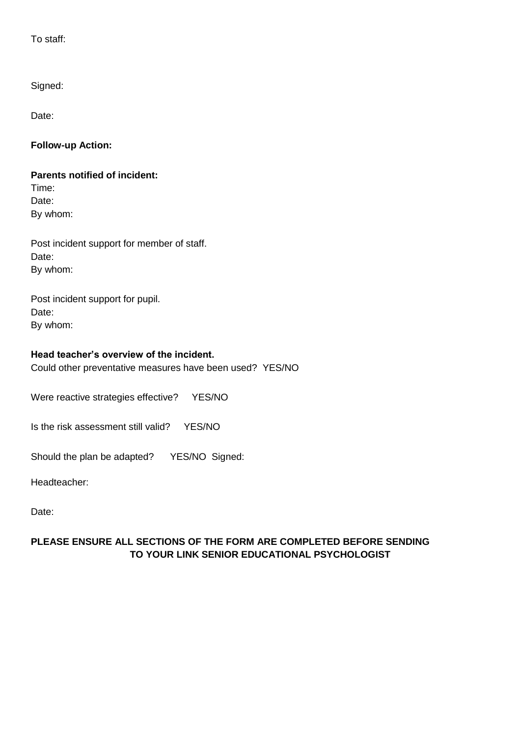To staff:

Signed:

Date:

**Follow-up Action:**

**Parents notified of incident:**
Time:
Date:
By whom:

Post incident support for member of staff.
Date:
By whom:

Post incident support for pupil.
Date:
By whom:

**Head teacher's overview of the incident.**
Could other preventative measures have been used? YES/NO

Were reactive strategies effective? YES/NO

Is the risk assessment still valid? YES/NO

Should the plan be adapted? YES/NO Signed:

Headteacher:

Date:

**PLEASE ENSURE ALL SECTIONS OF THE FORM ARE COMPLETED BEFORE SENDING TO YOUR LINK SENIOR EDUCATIONAL PSYCHOLOGIST**